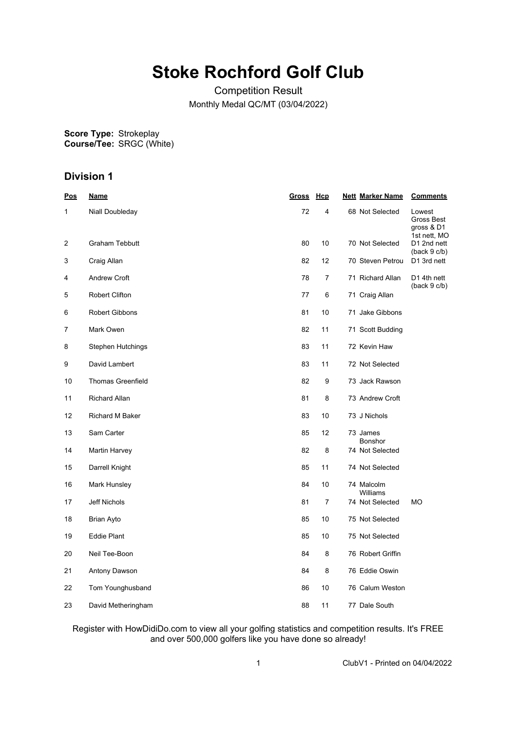# Stoke Rochford Golf Club

Competition Result

Monthly Medal QC/MT (03/04/2022)

**Score Type:** Strokeplay
**Course/Tee:** SRGC (White)

## Division 1

| Pos | Name | Gross | Hcp | Nett | Marker Name | Comments |
|---|---|---|---|---|---|---|
| 1 | Niall Doubleday | 72 | 4 | 68 | Not Selected | Lowest Gross Best gross & D1 1st nett, MO |
| 2 | Graham Tebbutt | 80 | 10 | 70 | Not Selected | D1 2nd nett (back 9 c/b) |
| 3 | Craig Allan | 82 | 12 | 70 | Steven Petrou | D1 3rd nett |
| 4 | Andrew Croft | 78 | 7 | 71 | Richard Allan | D1 4th nett (back 9 c/b) |
| 5 | Robert Clifton | 77 | 6 | 71 | Craig Allan | |
| 6 | Robert Gibbons | 81 | 10 | 71 | Jake Gibbons | |
| 7 | Mark Owen | 82 | 11 | 71 | Scott Budding | |
| 8 | Stephen Hutchings | 83 | 11 | 72 | Kevin Haw | |
| 9 | David Lambert | 83 | 11 | 72 | Not Selected | |
| 10 | Thomas Greenfield | 82 | 9 | 73 | Jack Rawson | |
| 11 | Richard Allan | 81 | 8 | 73 | Andrew Croft | |
| 12 | Richard M Baker | 83 | 10 | 73 | J Nichols | |
| 13 | Sam Carter | 85 | 12 | 73 | James Bonshor | |
| 14 | Martin Harvey | 82 | 8 | 74 | Not Selected | |
| 15 | Darrell Knight | 85 | 11 | 74 | Not Selected | |
| 16 | Mark Hunsley | 84 | 10 | 74 | Malcolm Williams | |
| 17 | Jeff Nichols | 81 | 7 | 74 | Not Selected | MO |
| 18 | Brian Ayto | 85 | 10 | 75 | Not Selected | |
| 19 | Eddie Plant | 85 | 10 | 75 | Not Selected | |
| 20 | Neil Tee-Boon | 84 | 8 | 76 | Robert Griffin | |
| 21 | Antony Dawson | 84 | 8 | 76 | Eddie Oswin | |
| 22 | Tom Younghusband | 86 | 10 | 76 | Calum Weston | |
| 23 | David Metheringham | 88 | 11 | 77 | Dale South | |

Register with HowDidiDo.com to view all your golfing statistics and competition results. It's FREE and over 500,000 golfers like you have done so already!

ClubV1 - Printed on 04/04/2022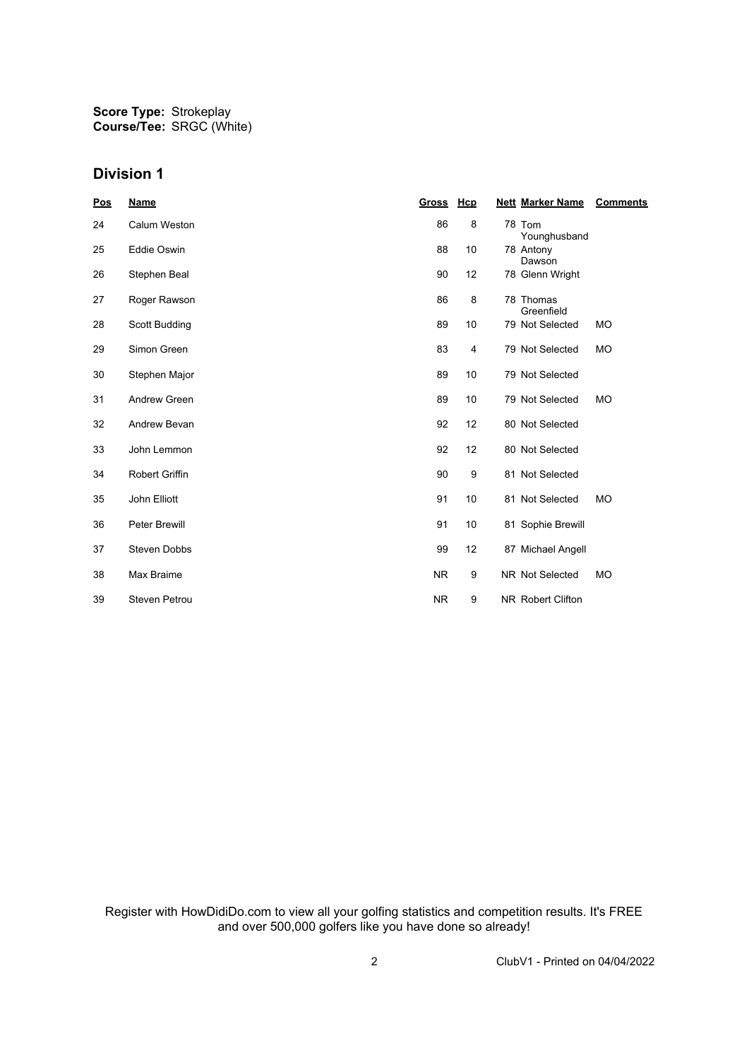**Score Type:** Strokeplay
**Course/Tee:** SRGC (White)

## Division 1

| Pos | Name | Gross | Hcp | Nett | Marker Name | Comments |
|---|---|---|---|---|---|---|
| 24 | Calum Weston | 86 | 8 | 78 | Tom Younghusband | |
| 25 | Eddie Oswin | 88 | 10 | 78 | Antony Dawson | |
| 26 | Stephen Beal | 90 | 12 | 78 | Glenn Wright | |
| 27 | Roger Rawson | 86 | 8 | 78 | Thomas Greenfield | |
| 28 | Scott Budding | 89 | 10 | 79 | Not Selected | MO |
| 29 | Simon Green | 83 | 4 | 79 | Not Selected | MO |
| 30 | Stephen Major | 89 | 10 | 79 | Not Selected | |
| 31 | Andrew Green | 89 | 10 | 79 | Not Selected | MO |
| 32 | Andrew Bevan | 92 | 12 | 80 | Not Selected | |
| 33 | John Lemmon | 92 | 12 | 80 | Not Selected | |
| 34 | Robert Griffin | 90 | 9 | 81 | Not Selected | |
| 35 | John Elliott | 91 | 10 | 81 | Not Selected | MO |
| 36 | Peter Brewill | 91 | 10 | 81 | Sophie Brewill | |
| 37 | Steven Dobbs | 99 | 12 | 87 | Michael Angell | |
| 38 | Max Braime | NR | 9 | NR | Not Selected | MO |
| 39 | Steven Petrou | NR | 9 | NR | Robert Clifton | |

Register with HowDidiDo.com to view all your golfing statistics and competition results. It's FREE and over 500,000 golfers like you have done so already!

ClubV1 - Printed on 04/04/2022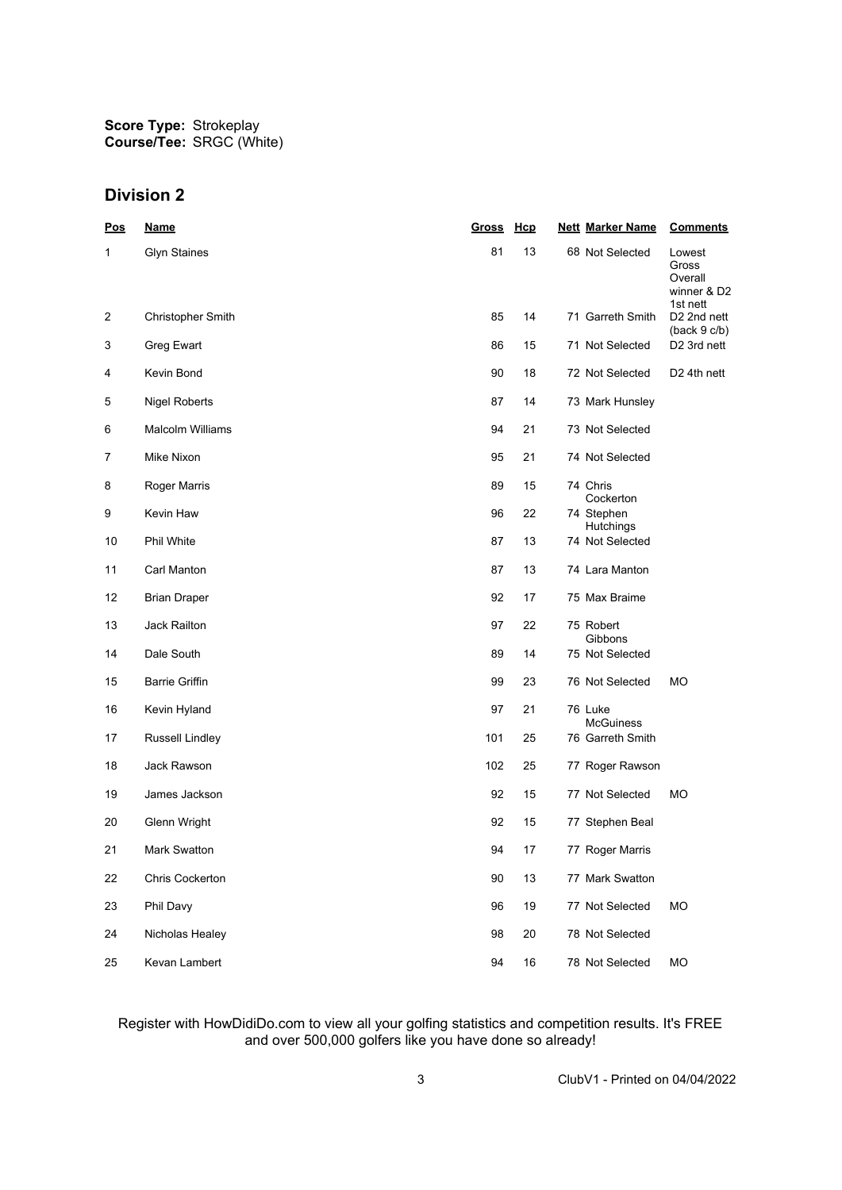**Score Type:** Strokeplay
**Course/Tee:** SRGC (White)

## Division 2

| Pos | Name | Gross | Hcp | Nett | Marker Name | Comments |
|---|---|---|---|---|---|---|
| 1 | Glyn Staines | 81 | 13 | 68 | Not Selected | Lowest Gross Overall winner & D2 1st nett |
| 2 | Christopher Smith | 85 | 14 | 71 | Garreth Smith | D2 2nd nett (back 9 c/b) |
| 3 | Greg Ewart | 86 | 15 | 71 | Not Selected | D2 3rd nett |
| 4 | Kevin Bond | 90 | 18 | 72 | Not Selected | D2 4th nett |
| 5 | Nigel Roberts | 87 | 14 | 73 | Mark Hunsley | |
| 6 | Malcolm Williams | 94 | 21 | 73 | Not Selected | |
| 7 | Mike Nixon | 95 | 21 | 74 | Not Selected | |
| 8 | Roger Marris | 89 | 15 | 74 | Chris Cockerton | |
| 9 | Kevin Haw | 96 | 22 | 74 | Stephen Hutchings | |
| 10 | Phil White | 87 | 13 | 74 | Not Selected | |
| 11 | Carl Manton | 87 | 13 | 74 | Lara Manton | |
| 12 | Brian Draper | 92 | 17 | 75 | Max Braime | |
| 13 | Jack Railton | 97 | 22 | 75 | Robert Gibbons | |
| 14 | Dale South | 89 | 14 | 75 | Not Selected | |
| 15 | Barrie Griffin | 99 | 23 | 76 | Not Selected | MO |
| 16 | Kevin Hyland | 97 | 21 | 76 | Luke McGuiness | |
| 17 | Russell Lindley | 101 | 25 | 76 | Garreth Smith | |
| 18 | Jack Rawson | 102 | 25 | 77 | Roger Rawson | |
| 19 | James Jackson | 92 | 15 | 77 | Not Selected | MO |
| 20 | Glenn Wright | 92 | 15 | 77 | Stephen Beal | |
| 21 | Mark Swatton | 94 | 17 | 77 | Roger Marris | |
| 22 | Chris Cockerton | 90 | 13 | 77 | Mark Swatton | |
| 23 | Phil Davy | 96 | 19 | 77 | Not Selected | MO |
| 24 | Nicholas Healey | 98 | 20 | 78 | Not Selected | |
| 25 | Kevan Lambert | 94 | 16 | 78 | Not Selected | MO |

Register with HowDidiDo.com to view all your golfing statistics and competition results. It's FREE and over 500,000 golfers like you have done so already!

ClubV1 - Printed on 04/04/2022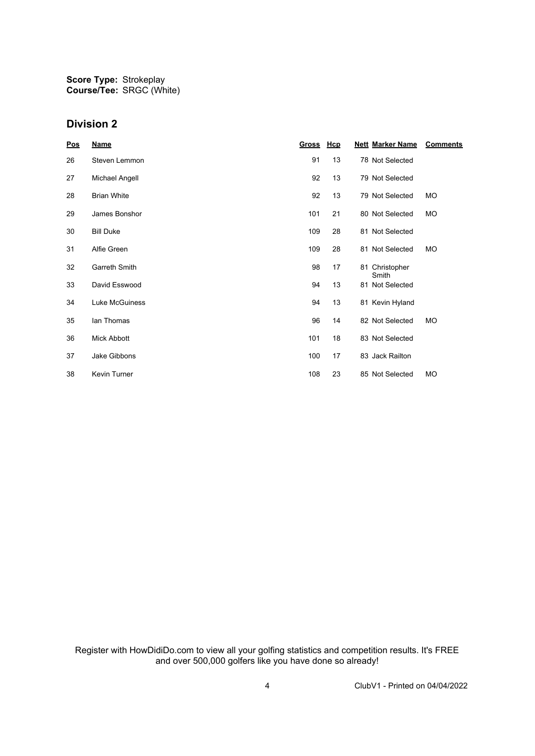**Score Type:** Strokeplay
**Course/Tee:** SRGC (White)

## Division 2

| Pos | Name | Gross | Hcp | Nett | Marker Name | Comments |
|---|---|---|---|---|---|---|
| 26 | Steven Lemmon | 91 | 13 | 78 | Not Selected | |
| 27 | Michael Angell | 92 | 13 | 79 | Not Selected | |
| 28 | Brian White | 92 | 13 | 79 | Not Selected | MO |
| 29 | James Bonshor | 101 | 21 | 80 | Not Selected | MO |
| 30 | Bill Duke | 109 | 28 | 81 | Not Selected | |
| 31 | Alfie Green | 109 | 28 | 81 | Not Selected | MO |
| 32 | Garreth Smith | 98 | 17 | 81 | Christopher Smith | |
| 33 | David Esswood | 94 | 13 | 81 | Not Selected | |
| 34 | Luke McGuiness | 94 | 13 | 81 | Kevin Hyland | |
| 35 | Ian Thomas | 96 | 14 | 82 | Not Selected | MO |
| 36 | Mick Abbott | 101 | 18 | 83 | Not Selected | |
| 37 | Jake Gibbons | 100 | 17 | 83 | Jack Railton | |
| 38 | Kevin Turner | 108 | 23 | 85 | Not Selected | MO |

Register with HowDidiDo.com to view all your golfing statistics and competition results. It's FREE and over 500,000 golfers like you have done so already!

ClubV1 - Printed on 04/04/2022